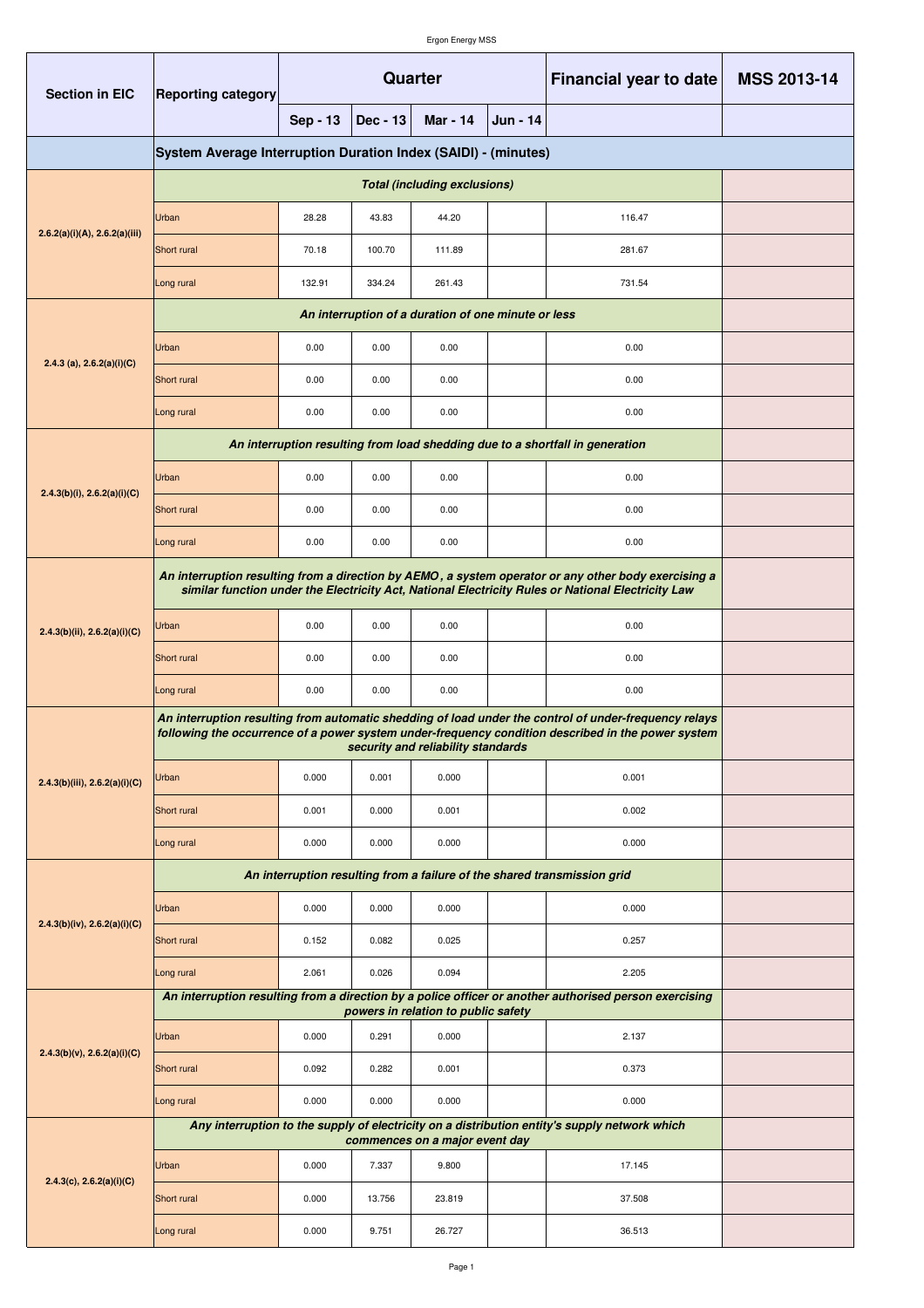| Section in EIC | Reporting category | Quarter | | | | Financial year to date | MSS 2013-14 |
|---|---|---|---|---|---|---|---|
| | | Sep - 13 | Dec - 13 | Mar - 14 | Jun - 14 | | |
| | **System Average Interruption Duration Index (SAIDI) - (minutes)** | | | | | | |
| 2.6.2(a)(i)(A), 2.6.2(a)(iii) | ***Total (including exclusions)*** | | | | | | |
| | Urban | 28.28 | 43.83 | 44.20 | | 116.47 | |
| | Short rural | 70.18 | 100.70 | 111.89 | | 281.67 | |
| | Long rural | 132.91 | 334.24 | 261.43 | | 731.54 | |
| 2.4.3 (a), 2.6.2(a)(i)(C) | ***An interruption of a duration of one minute or less*** | | | | | | |
| | Urban | 0.00 | 0.00 | 0.00 | | 0.00 | |
| | Short rural | 0.00 | 0.00 | 0.00 | | 0.00 | |
| | Long rural | 0.00 | 0.00 | 0.00 | | 0.00 | |
| 2.4.3(b)(i), 2.6.2(a)(i)(C) | ***An interruption resulting from load shedding due to a shortfall in generation*** | | | | | | |
| | Urban | 0.00 | 0.00 | 0.00 | | 0.00 | |
| | Short rural | 0.00 | 0.00 | 0.00 | | 0.00 | |
| | Long rural | 0.00 | 0.00 | 0.00 | | 0.00 | |
| 2.4.3(b)(ii), 2.6.2(a)(i)(C) | ***An interruption resulting from a direction by AEMO, a system operator or any other body exercising a similar function under the Electricity Act, National Electricity Rules or National Electricity Law*** | | | | | | |
| | Urban | 0.00 | 0.00 | 0.00 | | 0.00 | |
| | Short rural | 0.00 | 0.00 | 0.00 | | 0.00 | |
| | Long rural | 0.00 | 0.00 | 0.00 | | 0.00 | |
| 2.4.3(b)(iii), 2.6.2(a)(i)(C) | ***An interruption resulting from automatic shedding of load under the control of under-frequency relays following the occurrence of a power system under-frequency condition described in the power system security and reliability standards*** | | | | | | |
| | Urban | 0.000 | 0.001 | 0.000 | | 0.001 | |
| | Short rural | 0.001 | 0.000 | 0.001 | | 0.002 | |
| | Long rural | 0.000 | 0.000 | 0.000 | | 0.000 | |
| 2.4.3(b)(iv), 2.6.2(a)(i)(C) | ***An interruption resulting from a failure of the shared transmission grid*** | | | | | | |
| | Urban | 0.000 | 0.000 | 0.000 | | 0.000 | |
| | Short rural | 0.152 | 0.082 | 0.025 | | 0.257 | |
| | Long rural | 2.061 | 0.026 | 0.094 | | 2.205 | |
| 2.4.3(b)(v), 2.6.2(a)(i)(C) | ***An interruption resulting from a direction by a police officer or another authorised person exercising powers in relation to public safety*** | | | | | | |
| | Urban | 0.000 | 0.291 | 0.000 | | 2.137 | |
| | Short rural | 0.092 | 0.282 | 0.001 | | 0.373 | |
| | Long rural | 0.000 | 0.000 | 0.000 | | 0.000 | |
| 2.4.3(c), 2.6.2(a)(i)(C) | ***Any interruption to the supply of electricity on a distribution entity's supply network which commences on a major event day*** | | | | | | |
| | Urban | 0.000 | 7.337 | 9.800 | | 17.145 | |
| | Short rural | 0.000 | 13.756 | 23.819 | | 37.508 | |
| | Long rural | 0.000 | 9.751 | 26.727 | | 36.513 | |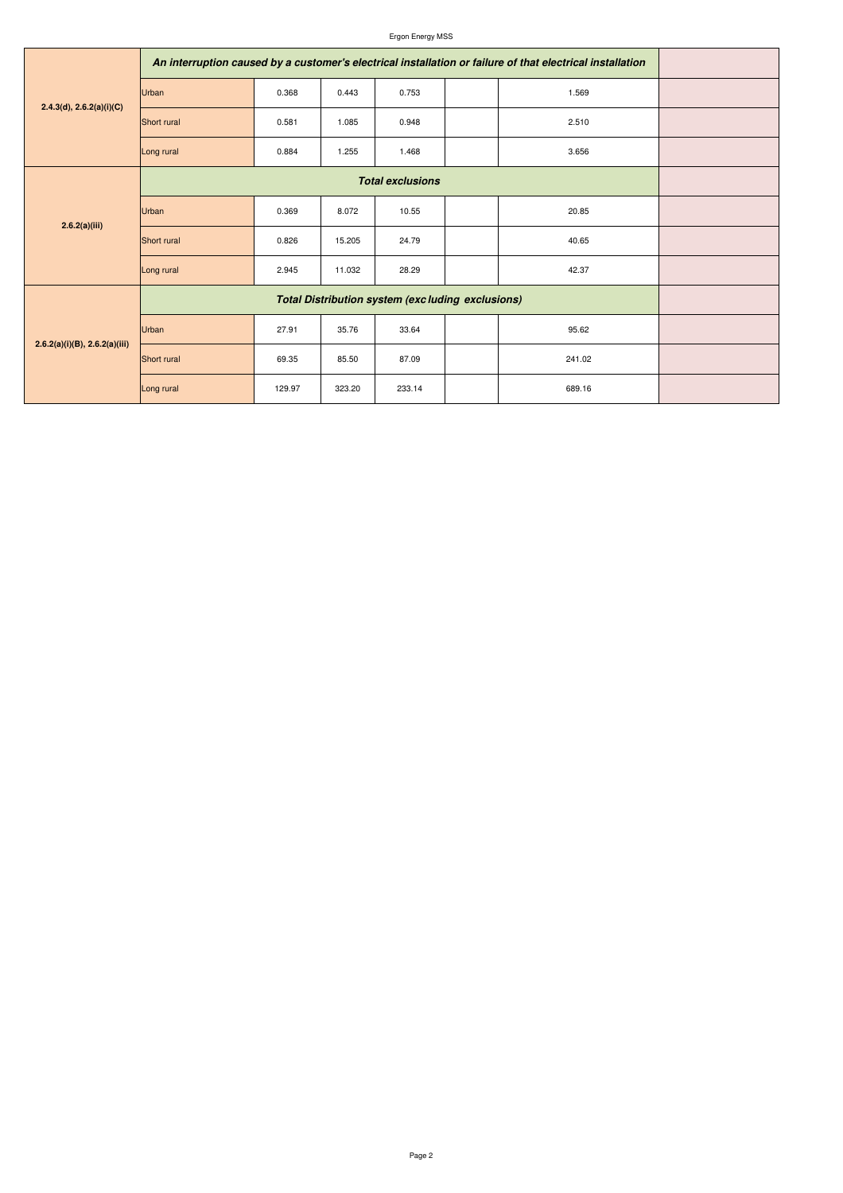| | | | | | | | |
|---|---|---|---|---|---|---|---|
| 2.4.3(d), 2.6.2(a)(i)(C) | ***An interruption caused by a customer's electrical installation or failure of that electrical installation*** | | | | | | |
| | Urban | 0.368 | 0.443 | 0.753 | | 1.569 | |
| | Short rural | 0.581 | 1.085 | 0.948 | | 2.510 | |
| | Long rural | 0.884 | 1.255 | 1.468 | | 3.656 | |
| 2.6.2(a)(iii) | ***Total exclusions*** | | | | | | |
| | Urban | 0.369 | 8.072 | 10.55 | | 20.85 | |
| | Short rural | 0.826 | 15.205 | 24.79 | | 40.65 | |
| | Long rural | 2.945 | 11.032 | 28.29 | | 42.37 | |
| 2.6.2(a)(i)(B), 2.6.2(a)(iii) | ***Total Distribution system (excluding exclusions)*** | | | | | | |
| | Urban | 27.91 | 35.76 | 33.64 | | 95.62 | |
| | Short rural | 69.35 | 85.50 | 87.09 | | 241.02 | |
| | Long rural | 129.97 | 323.20 | 233.14 | | 689.16 | |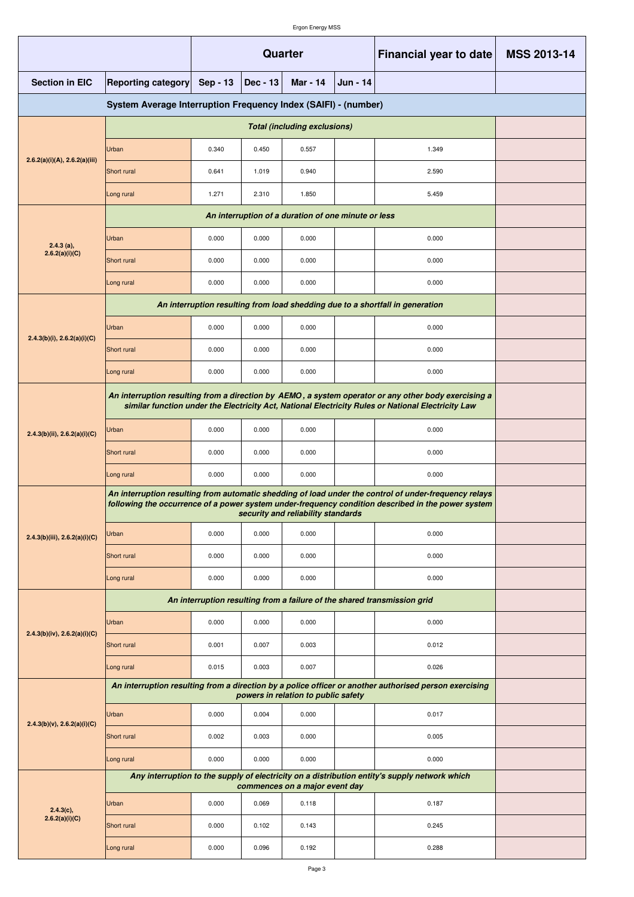| Section in EIC | Reporting category | Quarter Sep - 13 | Dec - 13 | Mar - 14 | Jun - 14 | Financial year to date | MSS 2013-14 |
|---|---|---|---|---|---|---|---|
| **System Average Interruption Frequency Index (SAIFI) - (number)** | | | | | | | |
| 2.6.2(a)(i)(A), 2.6.2(a)(iii) | ***Total (including exclusions)*** | | | | | | |
| | Urban | 0.340 | 0.450 | 0.557 | | 1.349 | |
| | Short rural | 0.641 | 1.019 | 0.940 | | 2.590 | |
| | Long rural | 1.271 | 2.310 | 1.850 | | 5.459 | |
| 2.4.3 (a), 2.6.2(a)(i)(C) | ***An interruption of a duration of one minute or less*** | | | | | | |
| | Urban | 0.000 | 0.000 | 0.000 | | 0.000 | |
| | Short rural | 0.000 | 0.000 | 0.000 | | 0.000 | |
| | Long rural | 0.000 | 0.000 | 0.000 | | 0.000 | |
| 2.4.3(b)(i), 2.6.2(a)(i)(C) | ***An interruption resulting from load shedding due to a shortfall in generation*** | | | | | | |
| | Urban | 0.000 | 0.000 | 0.000 | | 0.000 | |
| | Short rural | 0.000 | 0.000 | 0.000 | | 0.000 | |
| | Long rural | 0.000 | 0.000 | 0.000 | | 0.000 | |
| 2.4.3(b)(ii), 2.6.2(a)(i)(C) | ***An interruption resulting from a direction by AEMO, a system operator or any other body exercising a similar function under the Electricity Act, National Electricity Rules or National Electricity Law*** | | | | | | |
| | Urban | 0.000 | 0.000 | 0.000 | | 0.000 | |
| | Short rural | 0.000 | 0.000 | 0.000 | | 0.000 | |
| | Long rural | 0.000 | 0.000 | 0.000 | | 0.000 | |
| 2.4.3(b)(iii), 2.6.2(a)(i)(C) | ***An interruption resulting from automatic shedding of load under the control of under-frequency relays following the occurrence of a power system under-frequency condition described in the power system security and reliability standards*** | | | | | | |
| | Urban | 0.000 | 0.000 | 0.000 | | 0.000 | |
| | Short rural | 0.000 | 0.000 | 0.000 | | 0.000 | |
| | Long rural | 0.000 | 0.000 | 0.000 | | 0.000 | |
| 2.4.3(b)(iv), 2.6.2(a)(i)(C) | ***An interruption resulting from a failure of the shared transmission grid*** | | | | | | |
| | Urban | 0.000 | 0.000 | 0.000 | | 0.000 | |
| | Short rural | 0.001 | 0.007 | 0.003 | | 0.012 | |
| | Long rural | 0.015 | 0.003 | 0.007 | | 0.026 | |
| 2.4.3(b)(v), 2.6.2(a)(i)(C) | ***An interruption resulting from a direction by a police officer or another authorised person exercising powers in relation to public safety*** | | | | | | |
| | Urban | 0.000 | 0.004 | 0.000 | | 0.017 | |
| | Short rural | 0.002 | 0.003 | 0.000 | | 0.005 | |
| | Long rural | 0.000 | 0.000 | 0.000 | | 0.000 | |
| 2.4.3(c), 2.6.2(a)(i)(C) | ***Any interruption to the supply of electricity on a distribution entity's supply network which commences on a major event day*** | | | | | | |
| | Urban | 0.000 | 0.069 | 0.118 | | 0.187 | |
| | Short rural | 0.000 | 0.102 | 0.143 | | 0.245 | |
| | Long rural | 0.000 | 0.096 | 0.192 | | 0.288 | |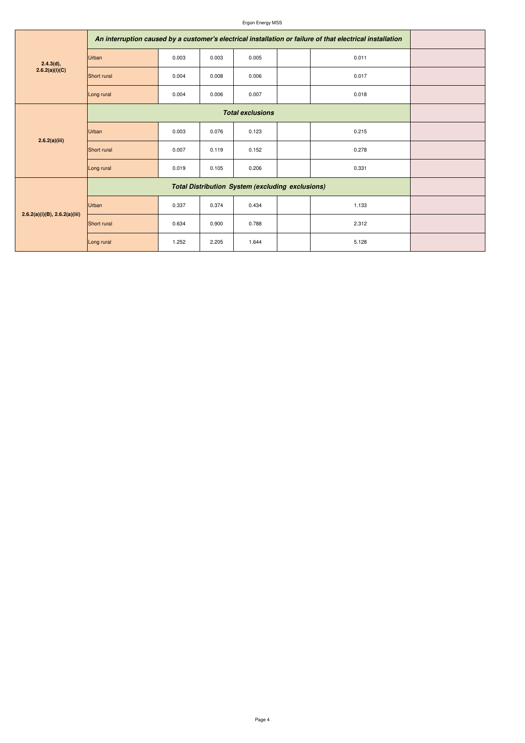| | | | | | | | |
|---|---|---|---|---|---|---|---|
| 2.4.3(d), 2.6.2(a)(i)(C) | ***An interruption caused by a customer's electrical installation or failure of that electrical installation*** | | | | | | |
| | Urban | 0.003 | 0.003 | 0.005 | | 0.011 | |
| | Short rural | 0.004 | 0.008 | 0.006 | | 0.017 | |
| | Long rural | 0.004 | 0.006 | 0.007 | | 0.018 | |
| 2.6.2(a)(iii) | ***Total exclusions*** | | | | | | |
| | Urban | 0.003 | 0.076 | 0.123 | | 0.215 | |
| | Short rural | 0.007 | 0.119 | 0.152 | | 0.278 | |
| | Long rural | 0.019 | 0.105 | 0.206 | | 0.331 | |
| 2.6.2(a)(i)(B), 2.6.2(a)(iii) | ***Total Distribution System (excluding exclusions)*** | | | | | | |
| | Urban | 0.337 | 0.374 | 0.434 | | 1.133 | |
| | Short rural | 0.634 | 0.900 | 0.788 | | 2.312 | |
| | Long rural | 1.252 | 2.205 | 1.644 | | 5.128 | |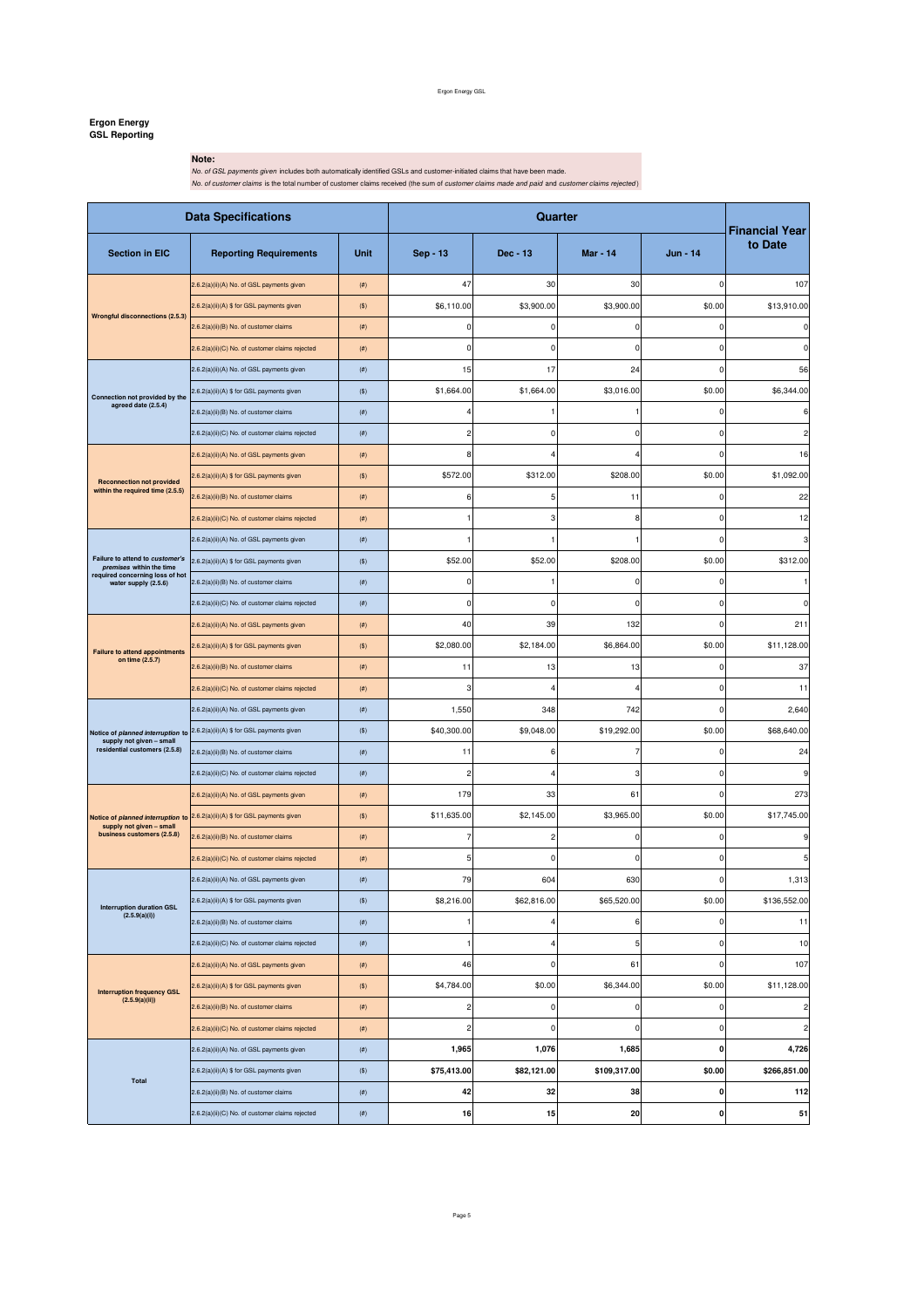**Ergon Energy**
**GSL Reporting**

**Note:**
*No. of GSL payments given* includes both automatically identified GSLs and customer-initiated claims that have been made.
*No. of customer claims* is the total number of customer claims received (the sum of *customer claims made and paid* and *customer claims rejected*)

| Data Specifications | | | Quarter | | | | Financial Year to Date |
|---|---|---|---|---|---|---|---|
| **Section in EIC** | **Reporting Requirements** | **Unit** | **Sep - 13** | **Dec - 13** | **Mar - 14** | **Jun - 14** | |
| Wrongful disconnections (2.5.3) | 2.6.2(a)(iii)(A) No. of GSL payments given | (#) | 47 | 30 | 30 | 0 | 107 |
| | 2.6.2(a)(iii)(A) $ for GSL payments given | ($) | $6,110.00 | $3,900.00 | $3,900.00 | $0.00 | $13,910.00 |
| | 2.6.2(a)(iii)(B) No. of customer claims | (#) | 0 | 0 | 0 | 0 | 0 |
| | 2.6.2(a)(iii)(C) No. of customer claims rejected | (#) | 0 | 0 | 0 | 0 | 0 |
| Connection not provided by the agreed date (2.5.4) | 2.6.2(a)(iii)(A) No. of GSL payments given | (#) | 15 | 17 | 24 | 0 | 56 |
| | 2.6.2(a)(iii)(A) $ for GSL payments given | ($) | $1,664.00 | $1,664.00 | $3,016.00 | $0.00 | $6,344.00 |
| | 2.6.2(a)(iii)(B) No. of customer claims | (#) | 4 | 1 | 1 | 0 | 6 |
| | 2.6.2(a)(iii)(C) No. of customer claims rejected | (#) | 2 | 0 | 0 | 0 | 2 |
| Reconnection not provided within the required time (2.5.5) | 2.6.2(a)(iii)(A) No. of GSL payments given | (#) | 8 | 4 | 4 | 0 | 16 |
| | 2.6.2(a)(iii)(A) $ for GSL payments given | ($) | $572.00 | $312.00 | $208.00 | $0.00 | $1,092.00 |
| | 2.6.2(a)(iii)(B) No. of customer claims | (#) | 6 | 5 | 11 | 0 | 22 |
| | 2.6.2(a)(iii)(C) No. of customer claims rejected | (#) | 1 | 3 | 8 | 0 | 12 |
| Failure to attend to *customer's premises* within the time required concerning loss of hot water supply (2.5.6) | 2.6.2(a)(iii)(A) No. of GSL payments given | (#) | 1 | 1 | 1 | 0 | 3 |
| | 2.6.2(a)(iii)(A) $ for GSL payments given | ($) | $52.00 | $52.00 | $208.00 | $0.00 | $312.00 |
| | 2.6.2(a)(iii)(B) No. of customer claims | (#) | 0 | 1 | 0 | 0 | 1 |
| | 2.6.2(a)(iii)(C) No. of customer claims rejected | (#) | 0 | 0 | 0 | 0 | 0 |
| Failure to attend appointments on time (2.5.7) | 2.6.2(a)(iii)(A) No. of GSL payments given | (#) | 40 | 39 | 132 | 0 | 211 |
| | 2.6.2(a)(iii)(A) $ for GSL payments given | ($) | $2,080.00 | $2,184.00 | $6,864.00 | $0.00 | $11,128.00 |
| | 2.6.2(a)(iii)(B) No. of customer claims | (#) | 11 | 13 | 13 | 0 | 37 |
| | 2.6.2(a)(iii)(C) No. of customer claims rejected | (#) | 3 | 4 | 4 | 0 | 11 |
| Notice of *planned interruption* to supply not given – small residential customers (2.5.8) | 2.6.2(a)(iii)(A) No. of GSL payments given | (#) | 1,550 | 348 | 742 | 0 | 2,640 |
| | 2.6.2(a)(iii)(A) $ for GSL payments given | ($) | $40,300.00 | $9,048.00 | $19,292.00 | $0.00 | $68,640.00 |
| | 2.6.2(a)(iii)(B) No. of customer claims | (#) | 11 | 6 | 7 | 0 | 24 |
| | 2.6.2(a)(iii)(C) No. of customer claims rejected | (#) | 2 | 4 | 3 | 0 | 9 |
| Notice of *planned interruption* to supply not given – small business customers (2.5.8) | 2.6.2(a)(iii)(A) No. of GSL payments given | (#) | 179 | 33 | 61 | 0 | 273 |
| | 2.6.2(a)(iii)(A) $ for GSL payments given | ($) | $11,635.00 | $2,145.00 | $3,965.00 | $0.00 | $17,745.00 |
| | 2.6.2(a)(iii)(B) No. of customer claims | (#) | 7 | 2 | 0 | 0 | 9 |
| | 2.6.2(a)(iii)(C) No. of customer claims rejected | (#) | 5 | 0 | 0 | 0 | 5 |
| Interruption duration GSL (2.5.9(a)(i)) | 2.6.2(a)(iii)(A) No. of GSL payments given | (#) | 79 | 604 | 630 | 0 | 1,313 |
| | 2.6.2(a)(iii)(A) $ for GSL payments given | ($) | $8,216.00 | $62,816.00 | $65,520.00 | $0.00 | $136,552.00 |
| | 2.6.2(a)(iii)(B) No. of customer claims | (#) | 1 | 4 | 6 | 0 | 11 |
| | 2.6.2(a)(iii)(C) No. of customer claims rejected | (#) | 1 | 4 | 5 | 0 | 10 |
| Interruption frequency GSL (2.5.9(a)(ii)) | 2.6.2(a)(iii)(A) No. of GSL payments given | (#) | 46 | 0 | 61 | 0 | 107 |
| | 2.6.2(a)(iii)(A) $ for GSL payments given | ($) | $4,784.00 | $0.00 | $6,344.00 | $0.00 | $11,128.00 |
| | 2.6.2(a)(iii)(B) No. of customer claims | (#) | 2 | 0 | 0 | 0 | 2 |
| | 2.6.2(a)(iii)(C) No. of customer claims rejected | (#) | 2 | 0 | 0 | 0 | 2 |
| Total | 2.6.2(a)(iii)(A) No. of GSL payments given | (#) | **1,965** | **1,076** | **1,685** | **0** | **4,726** |
| | 2.6.2(a)(iii)(A) $ for GSL payments given | ($) | **$75,413.00** | **$82,121.00** | **$109,317.00** | **$0.00** | **$266,851.00** |
| | 2.6.2(a)(iii)(B) No. of customer claims | (#) | **42** | **32** | **38** | **0** | **112** |
| | 2.6.2(a)(iii)(C) No. of customer claims rejected | (#) | **16** | **15** | **20** | **0** | **51** |